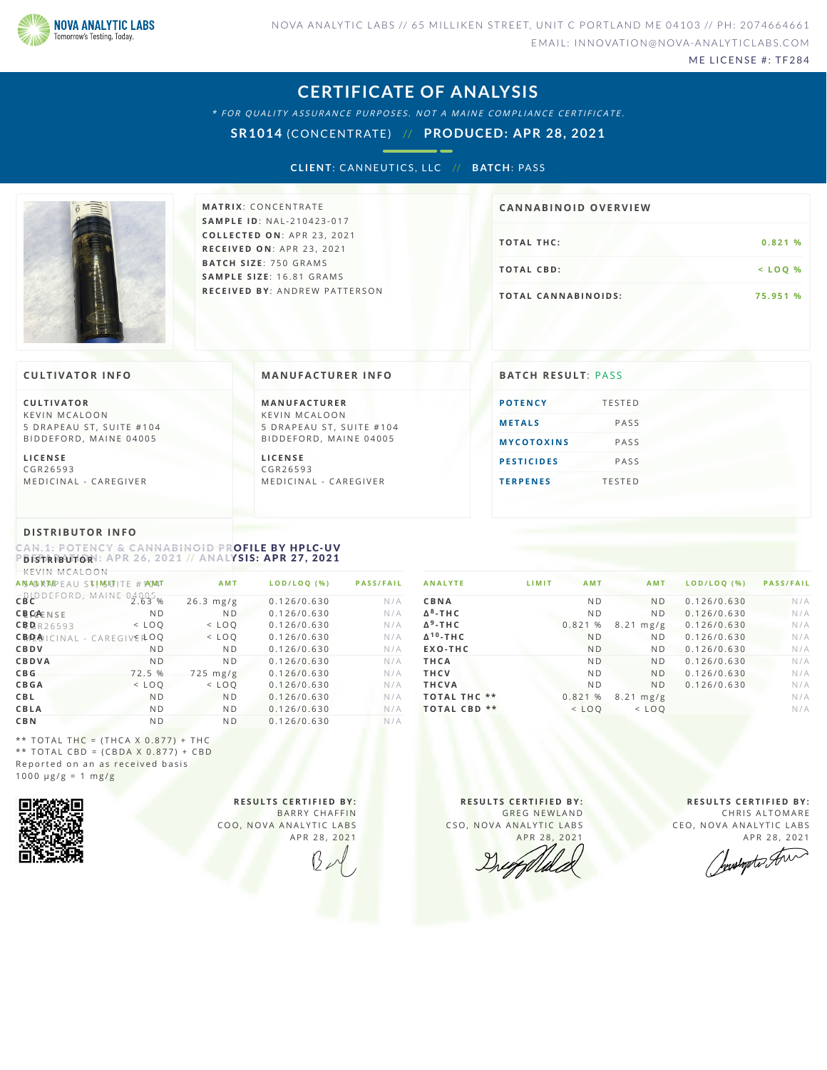NOVA ANALYTIC LABS
Tomorrow's Testing, Today.

NOVA ANALYTIC LABS // 65 MILLIKEN STREET, UNIT C PORTLAND ME 04103 // PH: 2074664661
EMAIL: INNOVATION@NOVA-ANALYTICLABS.COM
ME LICENSE #: TF284

# CERTIFICATE OF ANALYSIS

*\* FOR QUALITY ASSURANCE PURPOSES. NOT A MAINE COMPLIANCE CERTIFICATE.*

**SR1014** (CONCENTRATE) // **PRODUCED: APR 28, 2021**

**CLIENT**: CANNEUTICS, LLC // **BATCH**: PASS

**MATRIX**: CONCENTRATE
**SAMPLE ID**: NAL-210423-017
**COLLECTED ON**: APR 23, 2021
**RECEIVED ON**: APR 23, 2021
**BATCH SIZE**: 750 GRAMS
**SAMPLE SIZE**: 16.81 GRAMS
**RECEIVED BY**: ANDREW PATTERSON

## CANNABINOID OVERVIEW

| | |
|---|---|
| TOTAL THC: | 0.821 % |
| TOTAL CBD: | < LOQ % |
| TOTAL CANNABINOIDS: | 75.951 % |

## CULTIVATOR INFO

**CULTIVATOR**
KEVIN MCALOON
5 DRAPEAU ST, SUITE #104
BIDDEFORD, MAINE 04005

**LICENSE**
CGR26593
MEDICINAL - CAREGIVER

## MANUFACTURER INFO

**MANUFACTURER**
KEVIN MCALOON
5 DRAPEAU ST, SUITE #104
BIDDEFORD, MAINE 04005

**LICENSE**
CGR26593
MEDICINAL - CAREGIVER

## BATCH RESULT: PASS

| | |
|---|---|
| POTENCY | TESTED |
| METALS | PASS |
| MYCOTOXINS | PASS |
| PESTICIDES | PASS |
| TERPENES | TESTED |

## DISTRIBUTOR INFO

**DISTRIBUTOR**
KEVIN MCALOON
5 DRAPEAU ST, SUITE #104
BIDDEFORD, MAINE 04005

**LICENSE**
CGR26593
MEDICINAL - CAREGIVER

## CAN.1: POTENCY & CANNABINOID PROFILE BY HPLC-UV

PREPARATION: APR 26, 2021 // ANALYSIS: APR 27, 2021

| ANALYTE | LIMIT | AMT | AMT | LOD/LOQ (%) | PASS/FAIL |
|---|---|---|---|---|---|
| CBC | | 2.63 % | 26.3 mg/g | 0.126/0.630 | N/A |
| CBCA | | ND | ND | 0.126/0.630 | N/A |
| CBD | | < LOQ | < LOQ | 0.126/0.630 | N/A |
| CBDA | | < LOQ | < LOQ | 0.126/0.630 | N/A |
| CBDV | | ND | ND | 0.126/0.630 | N/A |
| CBDVA | | ND | ND | 0.126/0.630 | N/A |
| CBG | | 72.5 % | 725 mg/g | 0.126/0.630 | N/A |
| CBGA | | < LOQ | < LOQ | 0.126/0.630 | N/A |
| CBL | | ND | ND | 0.126/0.630 | N/A |
| CBLA | | ND | ND | 0.126/0.630 | N/A |
| CBN | | ND | ND | 0.126/0.630 | N/A |
| CBNA | | ND | ND | 0.126/0.630 | N/A |
| Δ8-THC | | ND | ND | 0.126/0.630 | N/A |
| Δ9-THC | | 0.821 % | 8.21 mg/g | 0.126/0.630 | N/A |
| Δ10-THC | | ND | ND | 0.126/0.630 | N/A |
| EXO-THC | | ND | ND | 0.126/0.630 | N/A |
| THCA | | ND | ND | 0.126/0.630 | N/A |
| THCV | | ND | ND | 0.126/0.630 | N/A |
| THCVA | | ND | ND | 0.126/0.630 | N/A |
| TOTAL THC ** | | 0.821 % | 8.21 mg/g | | N/A |
| TOTAL CBD ** | | < LOQ | < LOQ | | N/A |

** TOTAL THC = (THCA X 0.877) + THC
** TOTAL CBD = (CBDA X 0.877) + CBD
Reported on an as received basis
1000 µg/g = 1 mg/g

**RESULTS CERTIFIED BY:**
BARRY CHAFFIN
COO, NOVA ANALYTIC LABS
APR 28, 2021

**RESULTS CERTIFIED BY:**
GREG NEWLAND
CSO, NOVA ANALYTIC LABS
APR 28, 2021

**RESULTS CERTIFIED BY:**
CHRIS ALTOMARE
CEO, NOVA ANALYTIC LABS
APR 28, 2021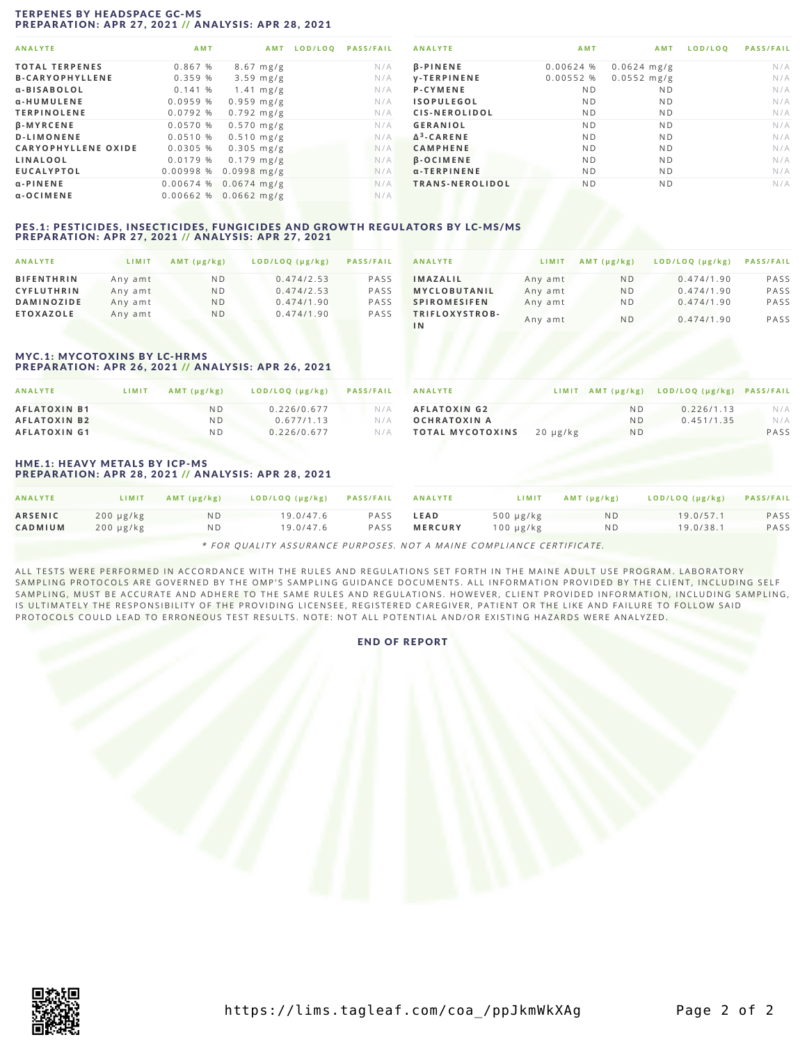## TERPENES BY HEADSPACE GC-MS
## PREPARATION: APR 27, 2021 // ANALYSIS: APR 28, 2021

| ANALYTE | AMT | AMT | LOD/LOQ | PASS/FAIL |
|---|---|---|---|---|
| TOTAL TERPENES | 0.867 % | 8.67 mg/g | | N/A |
| B-CARYOPHYLLENE | 0.359 % | 3.59 mg/g | | N/A |
| α-BISABOLOL | 0.141 % | 1.41 mg/g | | N/A |
| α-HUMULENE | 0.0959 % | 0.959 mg/g | | N/A |
| TERPINOLENE | 0.0792 % | 0.792 mg/g | | N/A |
| β-MYRCENE | 0.0570 % | 0.570 mg/g | | N/A |
| D-LIMONENE | 0.0510 % | 0.510 mg/g | | N/A |
| CARYOPHYLLENE OXIDE | 0.0305 % | 0.305 mg/g | | N/A |
| LINALOOL | 0.0179 % | 0.179 mg/g | | N/A |
| EUCALYPTOL | 0.00998 % | 0.0998 mg/g | | N/A |
| α-PINENE | 0.00674 % | 0.0674 mg/g | | N/A |
| α-OCIMENE | 0.00662 % | 0.0662 mg/g | | N/A |
| β-PINENE | 0.00624 % | 0.0624 mg/g | | N/A |
| γ-TERPINENE | 0.00552 % | 0.0552 mg/g | | N/A |
| P-CYMENE | ND | ND | | N/A |
| ISOPULEGOL | ND | ND | | N/A |
| CIS-NEROLIDOL | ND | ND | | N/A |
| GERANIOL | ND | ND | | N/A |
| Δ3-CARENE | ND | ND | | N/A |
| CAMPHENE | ND | ND | | N/A |
| β-OCIMENE | ND | ND | | N/A |
| α-TERPINENE | ND | ND | | N/A |
| TRANS-NEROLIDOL | ND | ND | | N/A |

## PES.1: PESTICIDES, INSECTICIDES, FUNGICIDES AND GROWTH REGULATORS BY LC-MS/MS
## PREPARATION: APR 27, 2021 // ANALYSIS: APR 27, 2021

| ANALYTE | LIMIT | AMT (μg/kg) | LOD/LOQ (μg/kg) | PASS/FAIL |
|---|---|---|---|---|
| BIFENTHRIN | Any amt | ND | 0.474/2.53 | PASS |
| CYFLUTHRIN | Any amt | ND | 0.474/2.53 | PASS |
| DAMINOZIDE | Any amt | ND | 0.474/1.90 | PASS |
| ETOXAZOLE | Any amt | ND | 0.474/1.90 | PASS |
| IMAZALIL | Any amt | ND | 0.474/1.90 | PASS |
| MYCLOBUTANIL | Any amt | ND | 0.474/1.90 | PASS |
| SPIROMESIFEN | Any amt | ND | 0.474/1.90 | PASS |
| TRIFLOXYSTROBIN | Any amt | ND | 0.474/1.90 | PASS |

## MYC.1: MYCOTOXINS BY LC-HRMS
## PREPARATION: APR 26, 2021 // ANALYSIS: APR 26, 2021

| ANALYTE | LIMIT | AMT (μg/kg) | LOD/LOQ (μg/kg) | PASS/FAIL |
|---|---|---|---|---|
| AFLATOXIN B1 | | ND | 0.226/0.677 | N/A |
| AFLATOXIN B2 | | ND | 0.677/1.13 | N/A |
| AFLATOXIN G1 | | ND | 0.226/0.677 | N/A |
| AFLATOXIN G2 | | ND | 0.226/1.13 | N/A |
| OCHRATOXIN A | | ND | 0.451/1.35 | N/A |
| TOTAL MYCOTOXINS | 20 μg/kg | ND | | PASS |

## HME.1: HEAVY METALS BY ICP-MS
## PREPARATION: APR 28, 2021 // ANALYSIS: APR 28, 2021

| ANALYTE | LIMIT | AMT (μg/kg) | LOD/LOQ (μg/kg) | PASS/FAIL |
|---|---|---|---|---|
| ARSENIC | 200 μg/kg | ND | 19.0/47.6 | PASS |
| CADMIUM | 200 μg/kg | ND | 19.0/47.6 | PASS |
| LEAD | 500 μg/kg | ND | 19.0/57.1 | PASS |
| MERCURY | 100 μg/kg | ND | 19.0/38.1 | PASS |

*\* FOR QUALITY ASSURANCE PURPOSES. NOT A MAINE COMPLIANCE CERTIFICATE.*

ALL TESTS WERE PERFORMED IN ACCORDANCE WITH THE RULES AND REGULATIONS SET FORTH IN THE MAINE ADULT USE PROGRAM. LABORATORY SAMPLING PROTOCOLS ARE GOVERNED BY THE OMP'S SAMPLING GUIDANCE DOCUMENTS. ALL INFORMATION PROVIDED BY THE CLIENT, INCLUDING SELF SAMPLING, MUST BE ACCURATE AND ADHERE TO THE SAME RULES AND REGULATIONS. HOWEVER, CLIENT PROVIDED INFORMATION, INCLUDING SAMPLING, IS ULTIMATELY THE RESPONSIBILITY OF THE PROVIDING LICENSEE, REGISTERED CAREGIVER, PATIENT OR THE LIKE AND FAILURE TO FOLLOW SAID PROTOCOLS COULD LEAD TO ERRONEOUS TEST RESULTS. NOTE: NOT ALL POTENTIAL AND/OR EXISTING HAZARDS WERE ANALYZED.

**END OF REPORT**

https://lims.tagleaf.com/coa_/ppJkmWkXAg